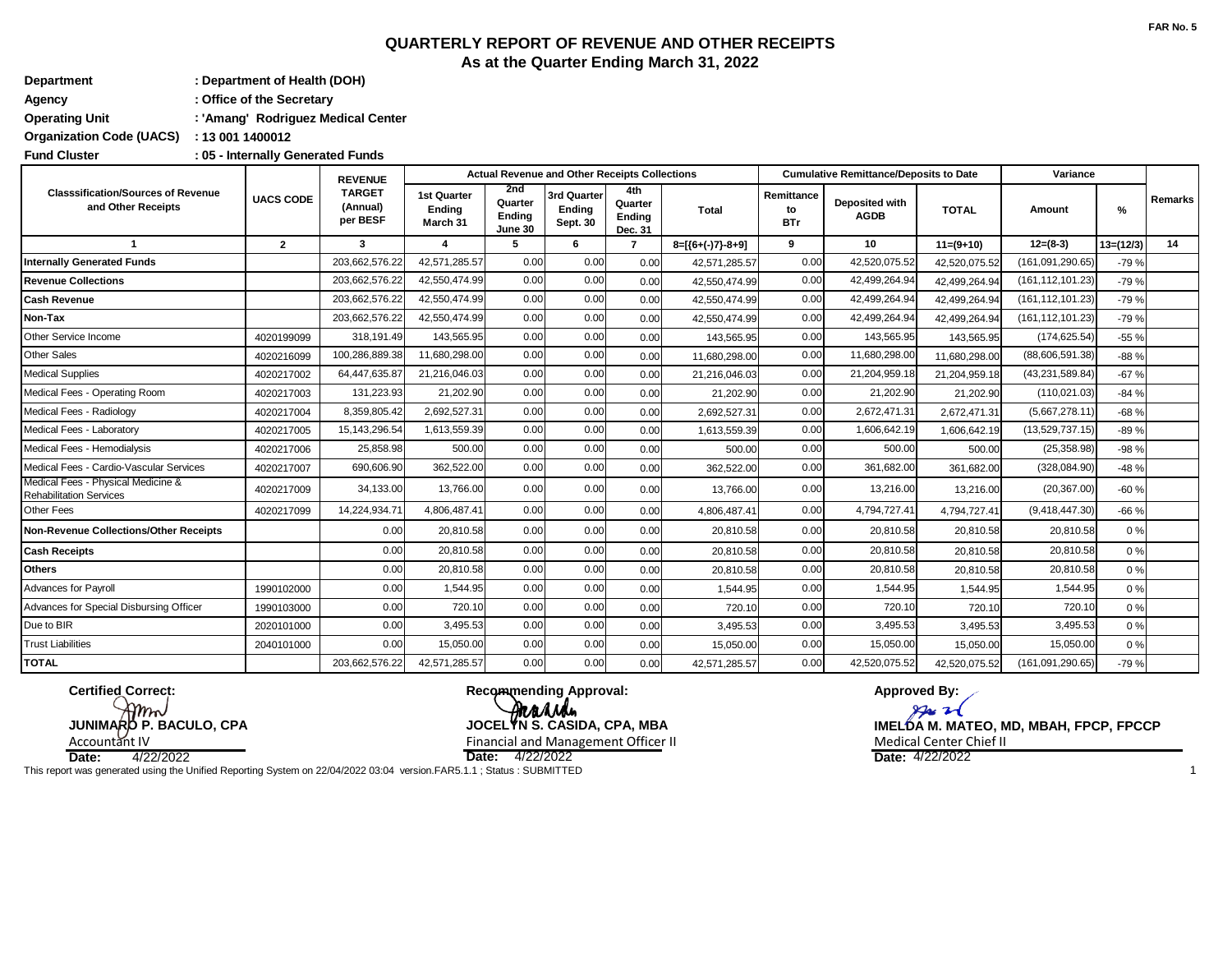FAR No. 5

# QUARTERLY REPORT OF REVENUE AND OTHER RECEIPTS
## As at the Quarter Ending March 31, 2022

**Department** : Department of Health (DOH)
**Agency** : Office of the Secretary
**Operating Unit** : 'Amang' Rodriguez Medical Center
**Organization Code (UACS)** : 13 001 1400012
**Fund Cluster** : 05 - Internally Generated Funds

| Classsification/Sources of Revenue and Other Receipts | UACS CODE | REVENUE TARGET (Annual) per BESF | Actual Revenue and Other Receipts Collections | | | | | Cumulative Remittance/Deposits to Date | | | Variance | | Remarks |
|---|---|---|---|---|---|---|---|---|---|---|---|---|---|
| | | | 1st Quarter Ending March 31 | 2nd Quarter Ending June 30 | 3rd Quarter Ending Sept. 30 | 4th Quarter Ending Dec. 31 | Total | Remittance to BTr | Deposited with AGDB | TOTAL | Amount | % | |
| 1 | 2 | 3 | 4 | 5 | 6 | 7 | 8=[{6+(-)7}-8+9] | 9 | 10 | 11=(9+10) | 12=(8-3) | 13=(12/3) | 14 |
| **Internally Generated Funds** | | 203,662,576.22 | 42,571,285.57 | 0.00 | 0.00 | 0.00 | 42,571,285.57 | 0.00 | 42,520,075.52 | 42,520,075.52 | (161,091,290.65) | -79 % | |
| **Revenue Collections** | | 203,662,576.22 | 42,550,474.99 | 0.00 | 0.00 | 0.00 | 42,550,474.99 | 0.00 | 42,499,264.94 | 42,499,264.94 | (161,112,101.23) | -79 % | |
| **Cash Revenue** | | 203,662,576.22 | 42,550,474.99 | 0.00 | 0.00 | 0.00 | 42,550,474.99 | 0.00 | 42,499,264.94 | 42,499,264.94 | (161,112,101.23) | -79 % | |
| **Non-Tax** | | 203,662,576.22 | 42,550,474.99 | 0.00 | 0.00 | 0.00 | 42,550,474.99 | 0.00 | 42,499,264.94 | 42,499,264.94 | (161,112,101.23) | -79 % | |
| Other Service Income | 4020199099 | 318,191.49 | 143,565.95 | 0.00 | 0.00 | 0.00 | 143,565.95 | 0.00 | 143,565.95 | 143,565.95 | (174,625.54) | -55 % | |
| Other Sales | 4020216099 | 100,286,889.38 | 11,680,298.00 | 0.00 | 0.00 | 0.00 | 11,680,298.00 | 0.00 | 11,680,298.00 | 11,680,298.00 | (88,606,591.38) | -88 % | |
| Medical Supplies | 4020217002 | 64,447,635.87 | 21,216,046.03 | 0.00 | 0.00 | 0.00 | 21,216,046.03 | 0.00 | 21,204,959.18 | 21,204,959.18 | (43,231,589.84) | -67 % | |
| Medical Fees - Operating Room | 4020217003 | 131,223.93 | 21,202.90 | 0.00 | 0.00 | 0.00 | 21,202.90 | 0.00 | 21,202.90 | 21,202.90 | (110,021.03) | -84 % | |
| Medical Fees - Radiology | 4020217004 | 8,359,805.42 | 2,692,527.31 | 0.00 | 0.00 | 0.00 | 2,692,527.31 | 0.00 | 2,672,471.31 | 2,672,471.31 | (5,667,278.11) | -68 % | |
| Medical Fees - Laboratory | 4020217005 | 15,143,296.54 | 1,613,559.39 | 0.00 | 0.00 | 0.00 | 1,613,559.39 | 0.00 | 1,606,642.19 | 1,606,642.19 | (13,529,737.15) | -89 % | |
| Medical Fees - Hemodialysis | 4020217006 | 25,858.98 | 500.00 | 0.00 | 0.00 | 0.00 | 500.00 | 0.00 | 500.00 | 500.00 | (25,358.98) | -98 % | |
| Medical Fees - Cardio-Vascular Services | 4020217007 | 690,606.90 | 362,522.00 | 0.00 | 0.00 | 0.00 | 362,522.00 | 0.00 | 361,682.00 | 361,682.00 | (328,084.90) | -48 % | |
| Medical Fees - Physical Medicine & Rehabilitation Services | 4020217009 | 34,133.00 | 13,766.00 | 0.00 | 0.00 | 0.00 | 13,766.00 | 0.00 | 13,216.00 | 13,216.00 | (20,367.00) | -60 % | |
| Other Fees | 4020217099 | 14,224,934.71 | 4,806,487.41 | 0.00 | 0.00 | 0.00 | 4,806,487.41 | 0.00 | 4,794,727.41 | 4,794,727.41 | (9,418,447.30) | -66 % | |
| **Non-Revenue Collections/Other Receipts** | | 0.00 | 20,810.58 | 0.00 | 0.00 | 0.00 | 20,810.58 | 0.00 | 20,810.58 | 20,810.58 | 20,810.58 | 0 % | |
| **Cash Receipts** | | 0.00 | 20,810.58 | 0.00 | 0.00 | 0.00 | 20,810.58 | 0.00 | 20,810.58 | 20,810.58 | 20,810.58 | 0 % | |
| **Others** | | 0.00 | 20,810.58 | 0.00 | 0.00 | 0.00 | 20,810.58 | 0.00 | 20,810.58 | 20,810.58 | 20,810.58 | 0 % | |
| Advances for Payroll | 1990102000 | 0.00 | 1,544.95 | 0.00 | 0.00 | 0.00 | 1,544.95 | 0.00 | 1,544.95 | 1,544.95 | 1,544.95 | 0 % | |
| Advances for Special Disbursing Officer | 1990103000 | 0.00 | 720.10 | 0.00 | 0.00 | 0.00 | 720.10 | 0.00 | 720.10 | 720.10 | 720.10 | 0 % | |
| Due to BIR | 2020101000 | 0.00 | 3,495.53 | 0.00 | 0.00 | 0.00 | 3,495.53 | 0.00 | 3,495.53 | 3,495.53 | 3,495.53 | 0 % | |
| Trust Liabilities | 2040101000 | 0.00 | 15,050.00 | 0.00 | 0.00 | 0.00 | 15,050.00 | 0.00 | 15,050.00 | 15,050.00 | 15,050.00 | 0 % | |
| **TOTAL** | | 203,662,576.22 | 42,571,285.57 | 0.00 | 0.00 | 0.00 | 42,571,285.57 | 0.00 | 42,520,075.52 | 42,520,075.52 | (161,091,290.65) | -79 % | |

**Certified Correct:**

**JUNIMARO P. BACULO, CPA**
Accountant IV
**Date:** 4/22/2022

**Recommending Approval:**

**JOCELYN S. CASIDA, CPA, MBA**
Financial and Management Officer II
**Date:** 4/22/2022

**Approved By:**

**IMELDA M. MATEO, MD, MBAH, FPCP, FPCCP**
Medical Center Chief II
**Date:** 4/22/2022

This report was generated using the Unified Reporting System on 22/04/2022 03:04 version.FAR5.1.1 ; Status : SUBMITTED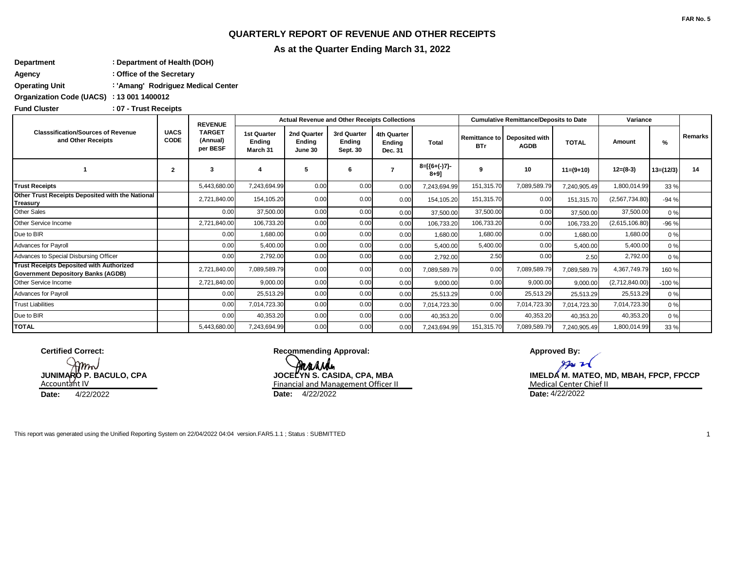FAR No. 5

# QUARTERLY REPORT OF REVENUE AND OTHER RECEIPTS

## As at the Quarter Ending March 31, 2022

**Department** : Department of Health (DOH)

**Agency** : Office of the Secretary

**Operating Unit** : 'Amang' Rodriguez Medical Center

**Organization Code (UACS)** : 13 001 1400012

**Fund Cluster** : 07 - Trust Receipts

| Classsification/Sources of Revenue and Other Receipts | UACS CODE | REVENUE TARGET (Annual) per BESF | Actual Revenue and Other Receipts Collections | | | | | Cumulative Remittance/Deposits to Date | | | Variance | | Remarks |
|---|---|---|---|---|---|---|---|---|---|---|---|---|---|
| | | | 1st Quarter Ending March 31 | 2nd Quarter Ending June 30 | 3rd Quarter Ending Sept. 30 | 4th Quarter Ending Dec. 31 | Total | Remittance to BTr | Deposited with AGDB | TOTAL | Amount | % | |
| 1 | 2 | 3 | 4 | 5 | 6 | 7 | 8=[{6+(-)7}-8+9] | 9 | 10 | 11=(9+10) | 12=(8-3) | 13=(12/3) | 14 |
| **Trust Receipts** | | 5,443,680.00 | 7,243,694.99 | 0.00 | 0.00 | 0.00 | 7,243,694.99 | 151,315.70 | 7,089,589.79 | 7,240,905.49 | 1,800,014.99 | 33 % | |
| **Other Trust Receipts Deposited with the National Treasury** | | 2,721,840.00 | 154,105.20 | 0.00 | 0.00 | 0.00 | 154,105.20 | 151,315.70 | 0.00 | 151,315.70 | (2,567,734.80) | -94 % | |
| Other Sales | | 0.00 | 37,500.00 | 0.00 | 0.00 | 0.00 | 37,500.00 | 37,500.00 | 0.00 | 37,500.00 | 37,500.00 | 0 % | |
| Other Service Income | | 2,721,840.00 | 106,733.20 | 0.00 | 0.00 | 0.00 | 106,733.20 | 106,733.20 | 0.00 | 106,733.20 | (2,615,106.80) | -96 % | |
| Due to BIR | | 0.00 | 1,680.00 | 0.00 | 0.00 | 0.00 | 1,680.00 | 1,680.00 | 0.00 | 1,680.00 | 1,680.00 | 0 % | |
| Advances for Payroll | | 0.00 | 5,400.00 | 0.00 | 0.00 | 0.00 | 5,400.00 | 5,400.00 | 0.00 | 5,400.00 | 5,400.00 | 0 % | |
| Advances to Special Disbursing Officer | | 0.00 | 2,792.00 | 0.00 | 0.00 | 0.00 | 2,792.00 | 2.50 | 0.00 | 2.50 | 2,792.00 | 0 % | |
| **Trust Receipts Deposited with Authorized Government Depository Banks (AGDB)** | | 2,721,840.00 | 7,089,589.79 | 0.00 | 0.00 | 0.00 | 7,089,589.79 | 0.00 | 7,089,589.79 | 7,089,589.79 | 4,367,749.79 | 160 % | |
| Other Service Income | | 2,721,840.00 | 9,000.00 | 0.00 | 0.00 | 0.00 | 9,000.00 | 0.00 | 9,000.00 | 9,000.00 | (2,712,840.00) | -100 % | |
| Advances for Payroll | | 0.00 | 25,513.29 | 0.00 | 0.00 | 0.00 | 25,513.29 | 0.00 | 25,513.29 | 25,513.29 | 25,513.29 | 0 % | |
| Trust Liabilities | | 0.00 | 7,014,723.30 | 0.00 | 0.00 | 0.00 | 7,014,723.30 | 0.00 | 7,014,723.30 | 7,014,723.30 | 7,014,723.30 | 0 % | |
| Due to BIR | | 0.00 | 40,353.20 | 0.00 | 0.00 | 0.00 | 40,353.20 | 0.00 | 40,353.20 | 40,353.20 | 40,353.20 | 0 % | |
| **TOTAL** | | 5,443,680.00 | 7,243,694.99 | 0.00 | 0.00 | 0.00 | 7,243,694.99 | 151,315.70 | 7,089,589.79 | 7,240,905.49 | 1,800,014.99 | 33 % | |

**Certified Correct:**

**JUNIMARO P. BACULO, CPA**
Accountant IV
**Date:** 4/22/2022

**Recommending Approval:**

**JOCELYN S. CASIDA, CPA, MBA**
Financial and Management Officer II
**Date:** 4/22/2022

**Approved By:**

**IMELDA M. MATEO, MD, MBAH, FPCP, FPCCP**
Medical Center Chief II
**Date:** 4/22/2022

This report was generated using the Unified Reporting System on 22/04/2022 04:04 version.FAR5.1.1 ; Status : SUBMITTED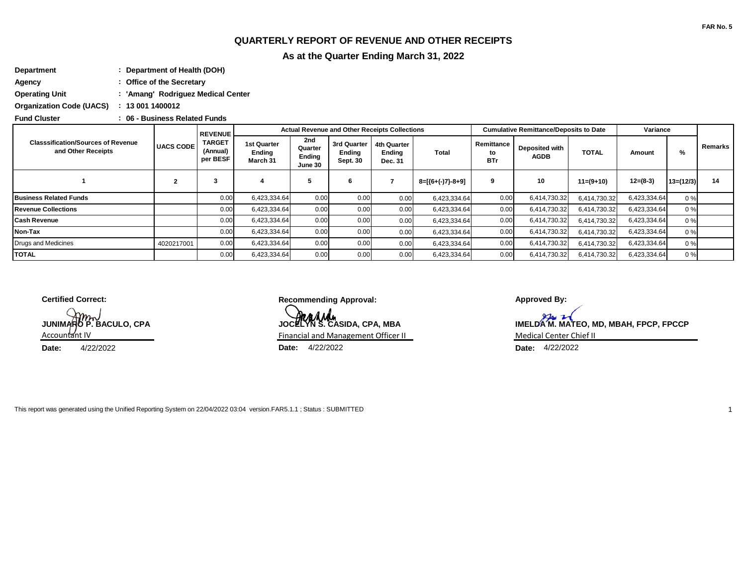FAR No. 5

# QUARTERLY REPORT OF REVENUE AND OTHER RECEIPTS

## As at the Quarter Ending March 31, 2022

**Department** : **Department of Health (DOH)**

**Agency** : **Office of the Secretary**

**Operating Unit** : **'Amang' Rodriguez Medical Center**

**Organization Code (UACS)** : **13 001 1400012**

**Fund Cluster** : **06 - Business Related Funds**

| Classsification/Sources of Revenue and Other Receipts | UACS CODE | REVENUE TARGET (Annual) per BESF | Actual Revenue and Other Receipts Collections | | | | | Cumulative Remittance/Deposits to Date | | | Variance | | Remarks |
|---|---|---|---|---|---|---|---|---|---|---|---|---|---|
| | | | 1st Quarter Ending March 31 | 2nd Quarter Ending June 30 | 3rd Quarter Ending Sept. 30 | 4th Quarter Ending Dec. 31 | Total | Remittance to BTr | Deposited with AGDB | TOTAL | Amount | % | |
| 1 | 2 | 3 | 4 | 5 | 6 | 7 | 8=[(6+(-)7)-8+9] | 9 | 10 | 11=(9+10) | 12=(8-3) | 13=(12/3) | 14 |
| **Business Related Funds** | | 0.00 | 6,423,334.64 | 0.00 | 0.00 | 0.00 | 6,423,334.64 | 0.00 | 6,414,730.32 | 6,414,730.32 | 6,423,334.64 | 0 % | |
| **Revenue Collections** | | 0.00 | 6,423,334.64 | 0.00 | 0.00 | 0.00 | 6,423,334.64 | 0.00 | 6,414,730.32 | 6,414,730.32 | 6,423,334.64 | 0 % | |
| **Cash Revenue** | | 0.00 | 6,423,334.64 | 0.00 | 0.00 | 0.00 | 6,423,334.64 | 0.00 | 6,414,730.32 | 6,414,730.32 | 6,423,334.64 | 0 % | |
| **Non-Tax** | | 0.00 | 6,423,334.64 | 0.00 | 0.00 | 0.00 | 6,423,334.64 | 0.00 | 6,414,730.32 | 6,414,730.32 | 6,423,334.64 | 0 % | |
| Drugs and Medicines | 4020217001 | 0.00 | 6,423,334.64 | 0.00 | 0.00 | 0.00 | 6,423,334.64 | 0.00 | 6,414,730.32 | 6,414,730.32 | 6,423,334.64 | 0 % | |
| **TOTAL** | | 0.00 | 6,423,334.64 | 0.00 | 0.00 | 0.00 | 6,423,334.64 | 0.00 | 6,414,730.32 | 6,414,730.32 | 6,423,334.64 | 0 % | |

**Certified Correct:**

**JUNIMARO P. BACULO, CPA**
Accountant IV
**Date:** 4/22/2022

**Recommending Approval:**

**JOCELYN S. CASIDA, CPA, MBA**
Financial and Management Officer II
**Date:** 4/22/2022

**Approved By:**

**IMELDA M. MATEO, MD, MBAH, FPCP, FPCCP**
Medical Center Chief II
**Date:** 4/22/2022

This report was generated using the Unified Reporting System on 22/04/2022 03:04 version.FAR5.1.1 ; Status : SUBMITTED